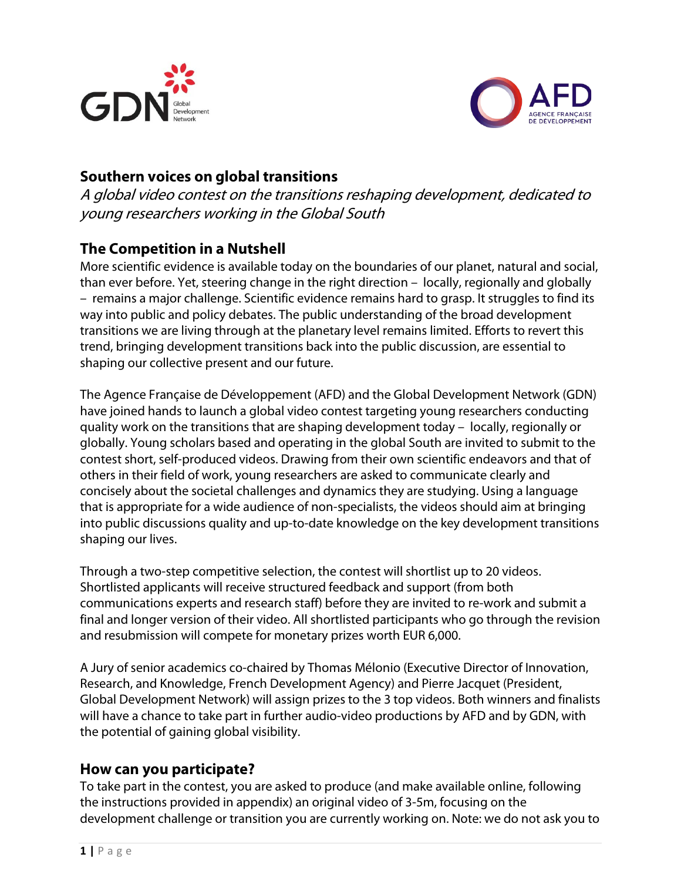## Southern voices on global transitions

*A global video contest on the transitions reshaping development, dedicated to young researchers working in the Global South*

## The Competition in a Nutshell

More scientific evidence is available today on the boundaries of our planet, natural and social, than ever before. Yet, steering change in the right direction – locally, regionally and globally – remains a major challenge. Scientific evidence remains hard to grasp. It struggles to find its way into public and policy debates. The public understanding of the broad development transitions we are living through at the planetary level remains limited. Efforts to revert this trend, bringing development transitions back into the public discussion, are essential to shaping our collective present and our future.

The Agence Française de Développement (AFD) and the Global Development Network (GDN) have joined hands to launch a global video contest targeting young researchers conducting quality work on the transitions that are shaping development today – locally, regionally or globally. Young scholars based and operating in the global South are invited to submit to the contest short, self-produced videos. Drawing from their own scientific endeavors and that of others in their field of work, young researchers are asked to communicate clearly and concisely about the societal challenges and dynamics they are studying. Using a language that is appropriate for a wide audience of non-specialists, the videos should aim at bringing into public discussions quality and up-to-date knowledge on the key development transitions shaping our lives.

Through a two-step competitive selection, the contest will shortlist up to 20 videos. Shortlisted applicants will receive structured feedback and support (from both communications experts and research staff) before they are invited to re-work and submit a final and longer version of their video. All shortlisted participants who go through the revision and resubmission will compete for monetary prizes worth EUR 6,000.

A Jury of senior academics co-chaired by Thomas Mélonio (Executive Director of Innovation, Research, and Knowledge, French Development Agency) and Pierre Jacquet (President, Global Development Network) will assign prizes to the 3 top videos. Both winners and finalists will have a chance to take part in further audio-video productions by AFD and by GDN, with the potential of gaining global visibility.

## How can you participate?

To take part in the contest, you are asked to produce (and make available online, following the instructions provided in appendix) an original video of 3-5m, focusing on the development challenge or transition you are currently working on. Note: we do not ask you to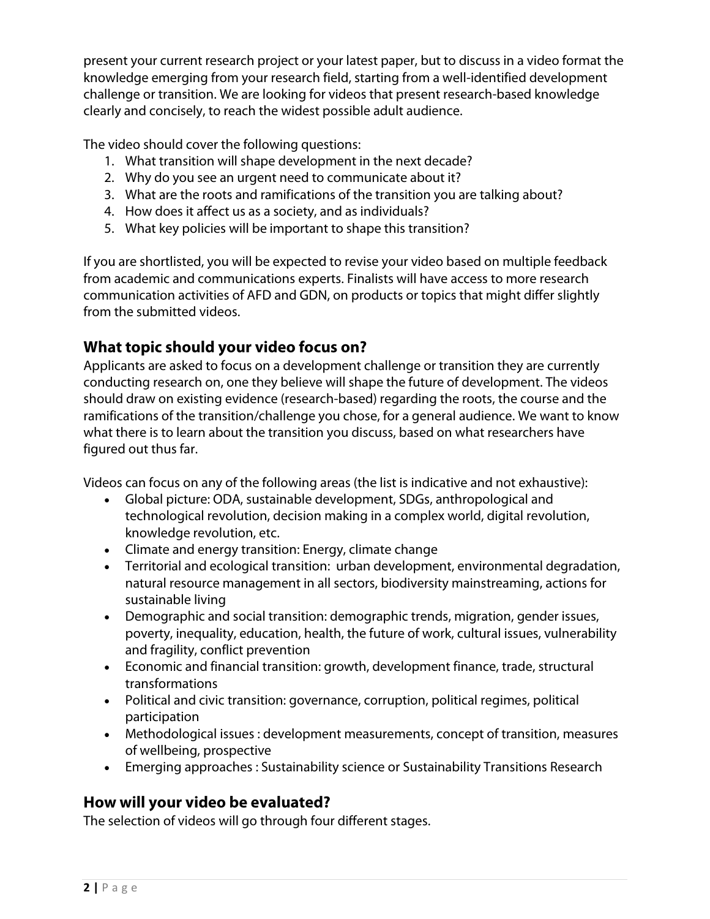present your current research project or your latest paper, but to discuss in a video format the knowledge emerging from your research field, starting from a well-identified development challenge or transition. We are looking for videos that present research-based knowledge clearly and concisely, to reach the widest possible adult audience.

The video should cover the following questions:

1. What transition will shape development in the next decade?
2. Why do you see an urgent need to communicate about it?
3. What are the roots and ramifications of the transition you are talking about?
4. How does it affect us as a society, and as individuals?
5. What key policies will be important to shape this transition?

If you are shortlisted, you will be expected to revise your video based on multiple feedback from academic and communications experts. Finalists will have access to more research communication activities of AFD and GDN, on products or topics that might differ slightly from the submitted videos.

## What topic should your video focus on?

Applicants are asked to focus on a development challenge or transition they are currently conducting research on, one they believe will shape the future of development. The videos should draw on existing evidence (research-based) regarding the roots, the course and the ramifications of the transition/challenge you chose, for a general audience. We want to know what there is to learn about the transition you discuss, based on what researchers have figured out thus far.

Videos can focus on any of the following areas (the list is indicative and not exhaustive):

- Global picture: ODA, sustainable development, SDGs, anthropological and technological revolution, decision making in a complex world, digital revolution, knowledge revolution, etc.
- Climate and energy transition: Energy, climate change
- Territorial and ecological transition: urban development, environmental degradation, natural resource management in all sectors, biodiversity mainstreaming, actions for sustainable living
- Demographic and social transition: demographic trends, migration, gender issues, poverty, inequality, education, health, the future of work, cultural issues, vulnerability and fragility, conflict prevention
- Economic and financial transition: growth, development finance, trade, structural transformations
- Political and civic transition: governance, corruption, political regimes, political participation
- Methodological issues : development measurements, concept of transition, measures of wellbeing, prospective
- Emerging approaches : Sustainability science or Sustainability Transitions Research

## How will your video be evaluated?

The selection of videos will go through four different stages.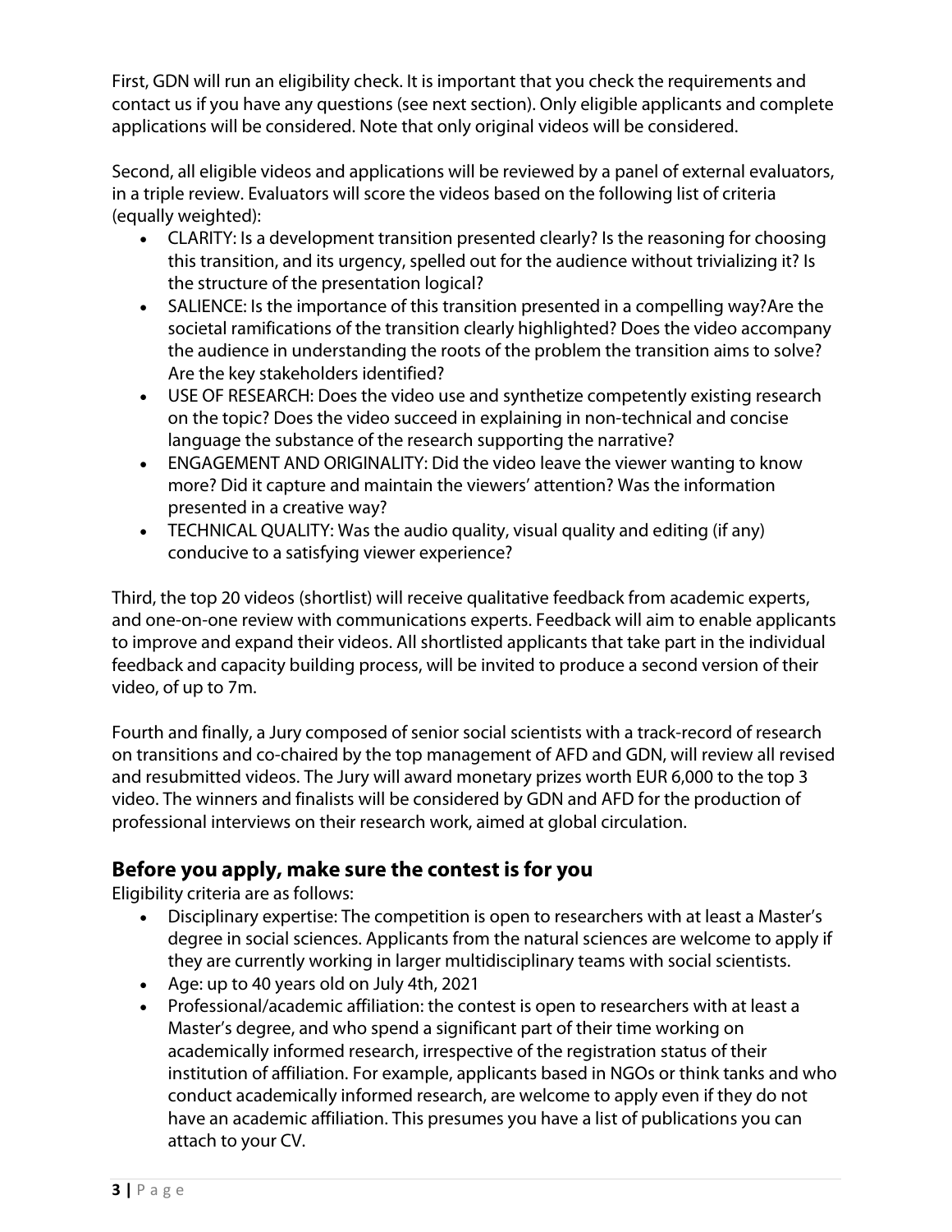First, GDN will run an eligibility check. It is important that you check the requirements and contact us if you have any questions (see next section). Only eligible applicants and complete applications will be considered. Note that only original videos will be considered.

Second, all eligible videos and applications will be reviewed by a panel of external evaluators, in a triple review. Evaluators will score the videos based on the following list of criteria (equally weighted):

- CLARITY: Is a development transition presented clearly? Is the reasoning for choosing this transition, and its urgency, spelled out for the audience without trivializing it? Is the structure of the presentation logical?
- SALIENCE: Is the importance of this transition presented in a compelling way?Are the societal ramifications of the transition clearly highlighted? Does the video accompany the audience in understanding the roots of the problem the transition aims to solve? Are the key stakeholders identified?
- USE OF RESEARCH: Does the video use and synthetize competently existing research on the topic? Does the video succeed in explaining in non-technical and concise language the substance of the research supporting the narrative?
- ENGAGEMENT AND ORIGINALITY: Did the video leave the viewer wanting to know more? Did it capture and maintain the viewers' attention? Was the information presented in a creative way?
- TECHNICAL QUALITY: Was the audio quality, visual quality and editing (if any) conducive to a satisfying viewer experience?

Third, the top 20 videos (shortlist) will receive qualitative feedback from academic experts, and one-on-one review with communications experts. Feedback will aim to enable applicants to improve and expand their videos. All shortlisted applicants that take part in the individual feedback and capacity building process, will be invited to produce a second version of their video, of up to 7m.

Fourth and finally, a Jury composed of senior social scientists with a track-record of research on transitions and co-chaired by the top management of AFD and GDN, will review all revised and resubmitted videos. The Jury will award monetary prizes worth EUR 6,000 to the top 3 video. The winners and finalists will be considered by GDN and AFD for the production of professional interviews on their research work, aimed at global circulation.

## Before you apply, make sure the contest is for you

Eligibility criteria are as follows:

- Disciplinary expertise: The competition is open to researchers with at least a Master's degree in social sciences. Applicants from the natural sciences are welcome to apply if they are currently working in larger multidisciplinary teams with social scientists.
- Age: up to 40 years old on July 4th, 2021
- Professional/academic affiliation: the contest is open to researchers with at least a Master's degree, and who spend a significant part of their time working on academically informed research, irrespective of the registration status of their institution of affiliation. For example, applicants based in NGOs or think tanks and who conduct academically informed research, are welcome to apply even if they do not have an academic affiliation. This presumes you have a list of publications you can attach to your CV.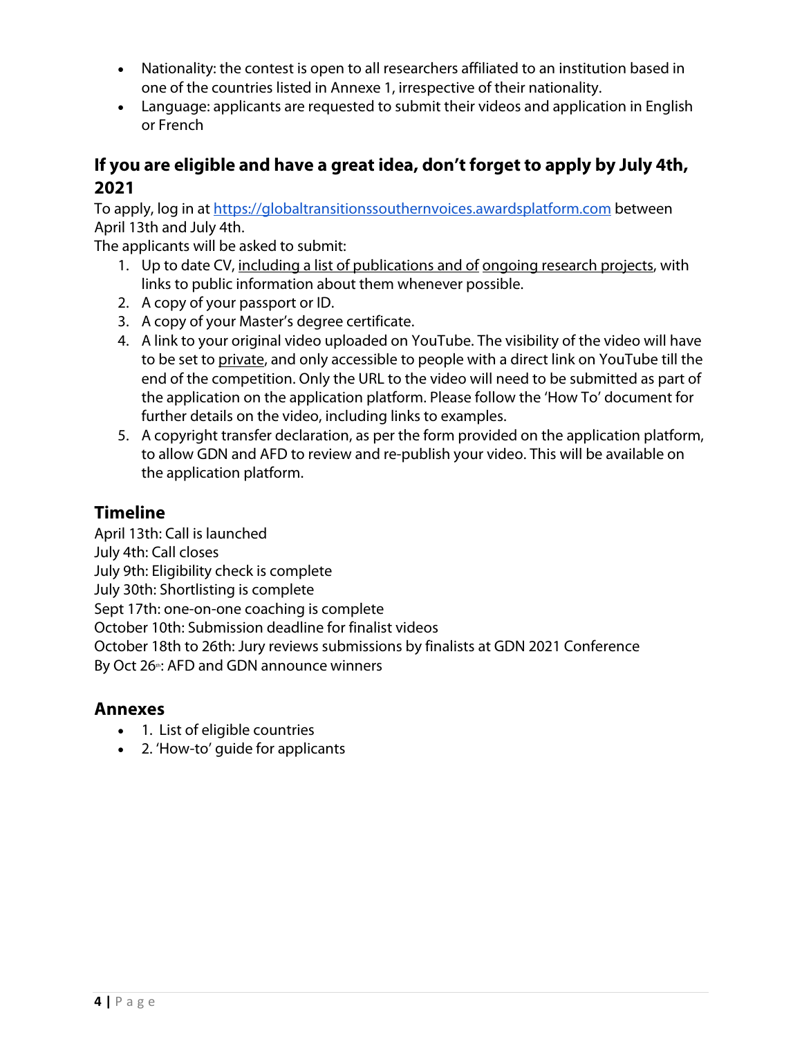- Nationality: the contest is open to all researchers affiliated to an institution based in one of the countries listed in Annexe 1, irrespective of their nationality.
- Language: applicants are requested to submit their videos and application in English or French

## If you are eligible and have a great idea, don't forget to apply by July 4th, 2021

To apply, log in at [https://globaltransitionssouthernvoices.awardsplatform.com](https://globaltransitionssouthernvoices.awardsplatform.com) between April 13th and July 4th.

The applicants will be asked to submit:

1. Up to date CV, including a list of publications and of ongoing research projects, with links to public information about them whenever possible.
2. A copy of your passport or ID.
3. A copy of your Master's degree certificate.
4. A link to your original video uploaded on YouTube. The visibility of the video will have to be set to private, and only accessible to people with a direct link on YouTube till the end of the competition. Only the URL to the video will need to be submitted as part of the application on the application platform. Please follow the 'How To' document for further details on the video, including links to examples.
5. A copyright transfer declaration, as per the form provided on the application platform, to allow GDN and AFD to review and re-publish your video. This will be available on the application platform.

## Timeline

April 13th: Call is launched
July 4th: Call closes
July 9th: Eligibility check is complete
July 30th: Shortlisting is complete
Sept 17th: one-on-one coaching is complete
October 10th: Submission deadline for finalist videos
October 18th to 26th: Jury reviews submissions by finalists at GDN 2021 Conference
By Oct 26th: AFD and GDN announce winners

## Annexes

- 1. List of eligible countries
- 2. 'How-to' guide for applicants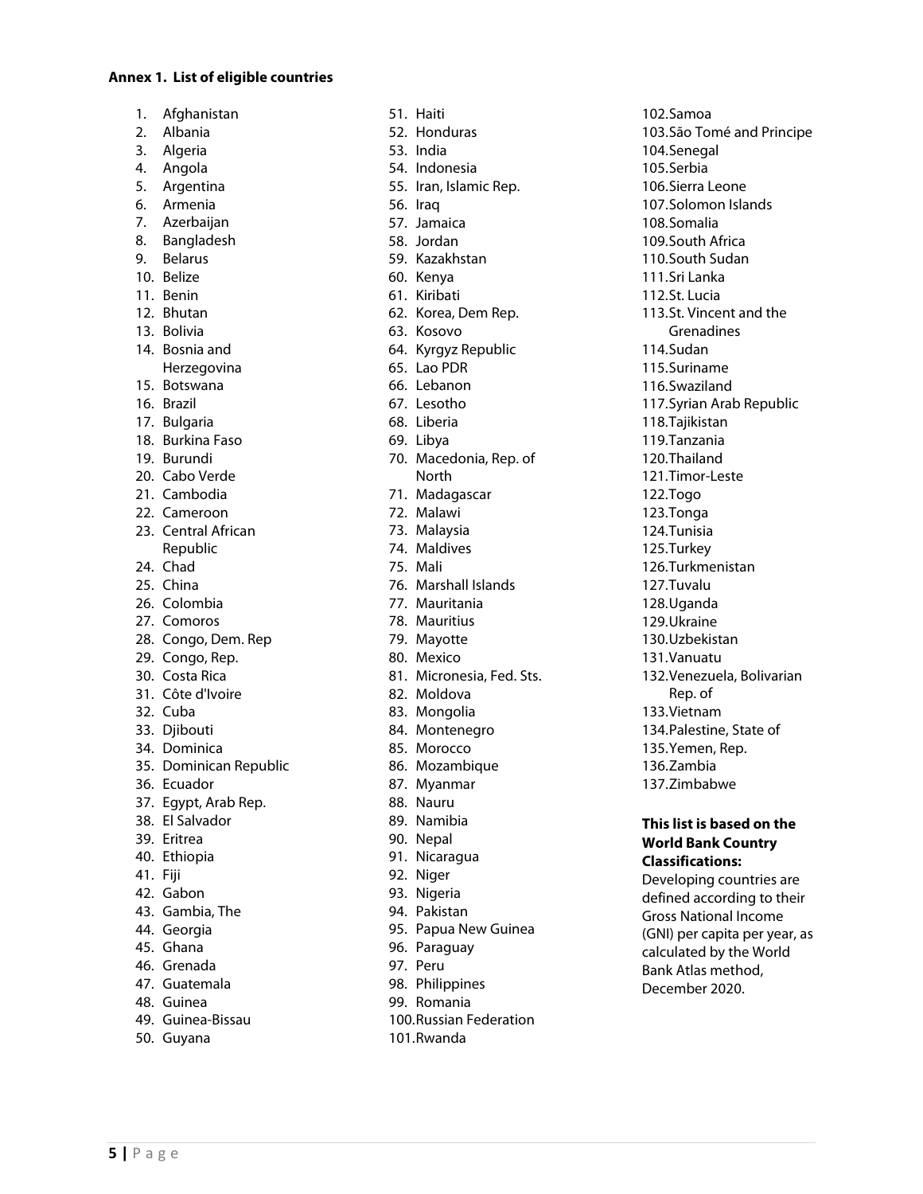**Annex 1. List of eligible countries**

1. Afghanistan
2. Albania
3. Algeria
4. Angola
5. Argentina
6. Armenia
7. Azerbaijan
8. Bangladesh
9. Belarus
10. Belize
11. Benin
12. Bhutan
13. Bolivia
14. Bosnia and Herzegovina
15. Botswana
16. Brazil
17. Bulgaria
18. Burkina Faso
19. Burundi
20. Cabo Verde
21. Cambodia
22. Cameroon
23. Central African Republic
24. Chad
25. China
26. Colombia
27. Comoros
28. Congo, Dem. Rep
29. Congo, Rep.
30. Costa Rica
31. Côte d'Ivoire
32. Cuba
33. Djibouti
34. Dominica
35. Dominican Republic
36. Ecuador
37. Egypt, Arab Rep.
38. El Salvador
39. Eritrea
40. Ethiopia
41. Fiji
42. Gabon
43. Gambia, The
44. Georgia
45. Ghana
46. Grenada
47. Guatemala
48. Guinea
49. Guinea-Bissau
50. Guyana
51. Haiti
52. Honduras
53. India
54. Indonesia
55. Iran, Islamic Rep.
56. Iraq
57. Jamaica
58. Jordan
59. Kazakhstan
60. Kenya
61. Kiribati
62. Korea, Dem Rep.
63. Kosovo
64. Kyrgyz Republic
65. Lao PDR
66. Lebanon
67. Lesotho
68. Liberia
69. Libya
70. Macedonia, Rep. of North
71. Madagascar
72. Malawi
73. Malaysia
74. Maldives
75. Mali
76. Marshall Islands
77. Mauritania
78. Mauritius
79. Mayotte
80. Mexico
81. Micronesia, Fed. Sts.
82. Moldova
83. Mongolia
84. Montenegro
85. Morocco
86. Mozambique
87. Myanmar
88. Nauru
89. Namibia
90. Nepal
91. Nicaragua
92. Niger
93. Nigeria
94. Pakistan
95. Papua New Guinea
96. Paraguay
97. Peru
98. Philippines
99. Romania
100. Russian Federation
101. Rwanda
102. Samoa
103. São Tomé and Principe
104. Senegal
105. Serbia
106. Sierra Leone
107. Solomon Islands
108. Somalia
109. South Africa
110. South Sudan
111. Sri Lanka
112. St. Lucia
113. St. Vincent and the Grenadines
114. Sudan
115. Suriname
116. Swaziland
117. Syrian Arab Republic
118. Tajikistan
119. Tanzania
120. Thailand
121. Timor-Leste
122. Togo
123. Tonga
124. Tunisia
125. Turkey
126. Turkmenistan
127. Tuvalu
128. Uganda
129. Ukraine
130. Uzbekistan
131. Vanuatu
132. Venezuela, Bolivarian Rep. of
133. Vietnam
134. Palestine, State of
135. Yemen, Rep.
136. Zambia
137. Zimbabwe

**This list is based on the World Bank Country Classifications:**

Developing countries are defined according to their Gross National Income (GNI) per capita per year, as calculated by the World Bank Atlas method, December 2020.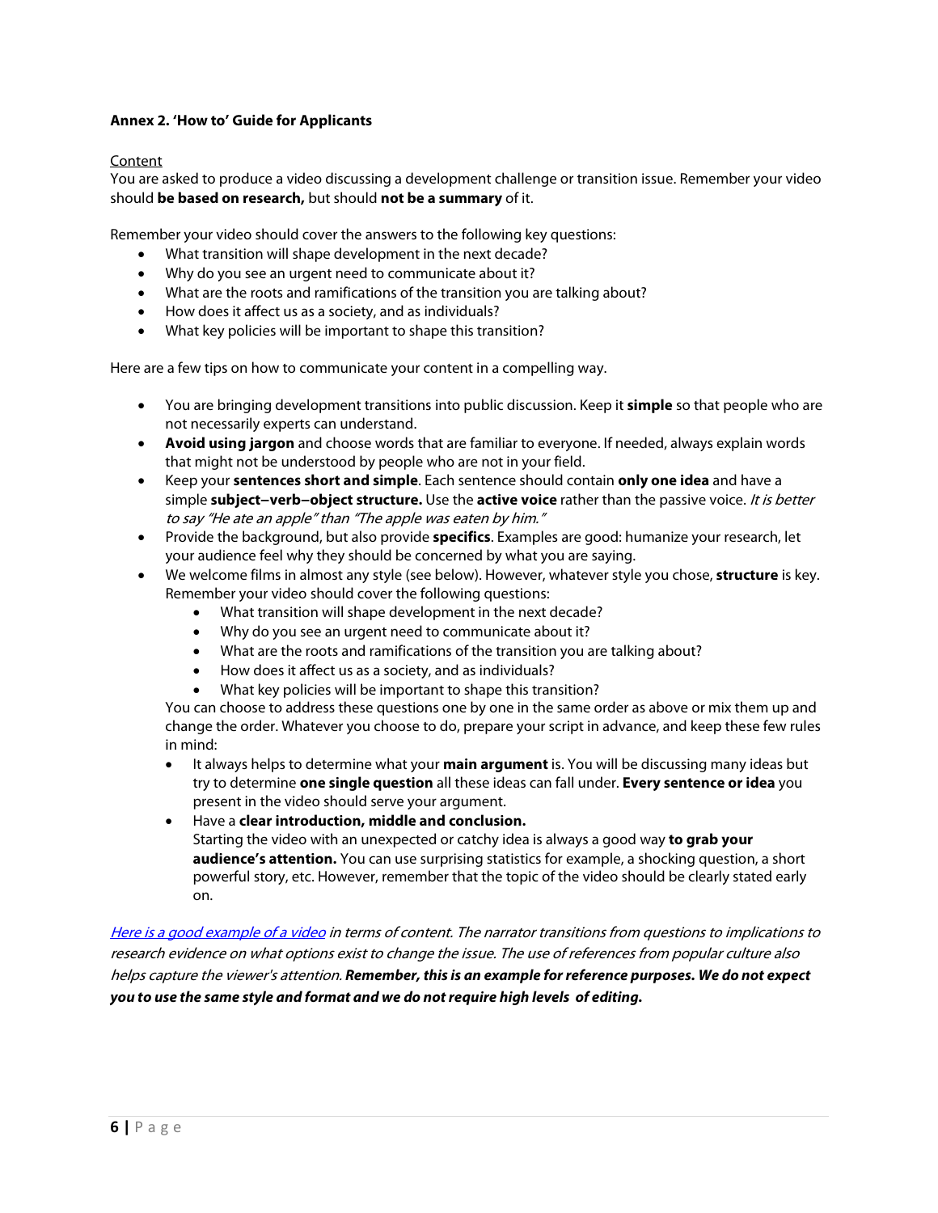**Annex 2. 'How to' Guide for Applicants**

Content

You are asked to produce a video discussing a development challenge or transition issue. Remember your video should **be based on research,** but should **not be a summary** of it.

Remember your video should cover the answers to the following key questions:

- What transition will shape development in the next decade?
- Why do you see an urgent need to communicate about it?
- What are the roots and ramifications of the transition you are talking about?
- How does it affect us as a society, and as individuals?
- What key policies will be important to shape this transition?

Here are a few tips on how to communicate your content in a compelling way.

- You are bringing development transitions into public discussion. Keep it **simple** so that people who are not necessarily experts can understand.
- **Avoid using jargon** and choose words that are familiar to everyone. If needed, always explain words that might not be understood by people who are not in your field.
- Keep your **sentences short and simple**. Each sentence should contain **only one idea** and have a simple **subject–verb–object structure.** Use the **active voice** rather than the passive voice. *It is better to say "He ate an apple" than "The apple was eaten by him."*
- Provide the background, but also provide **specifics**. Examples are good: humanize your research, let your audience feel why they should be concerned by what you are saying.
- We welcome films in almost any style (see below). However, whatever style you chose, **structure** is key. Remember your video should cover the following questions:
    - What transition will shape development in the next decade?
    - Why do you see an urgent need to communicate about it?
    - What are the roots and ramifications of the transition you are talking about?
    - How does it affect us as a society, and as individuals?
    - What key policies will be important to shape this transition?

  You can choose to address these questions one by one in the same order as above or mix them up and change the order. Whatever you choose to do, prepare your script in advance, and keep these few rules in mind:
    - It always helps to determine what your **main argument** is. You will be discussing many ideas but try to determine **one single question** all these ideas can fall under. **Every sentence or idea** you present in the video should serve your argument.
    - Have a **clear introduction, middle and conclusion.**
      Starting the video with an unexpected or catchy idea is always a good way **to grab your audience's attention.** You can use surprising statistics for example, a shocking question, a short powerful story, etc. However, remember that the topic of the video should be clearly stated early on.

*Here is a good example of a video in terms of content. The narrator transitions from questions to implications to research evidence on what options exist to change the issue. The use of references from popular culture also helps capture the viewer's attention.* ***Remember, this is an example for reference purposes. We do not expect you to use the same style and format and we do not require high levels of editing.***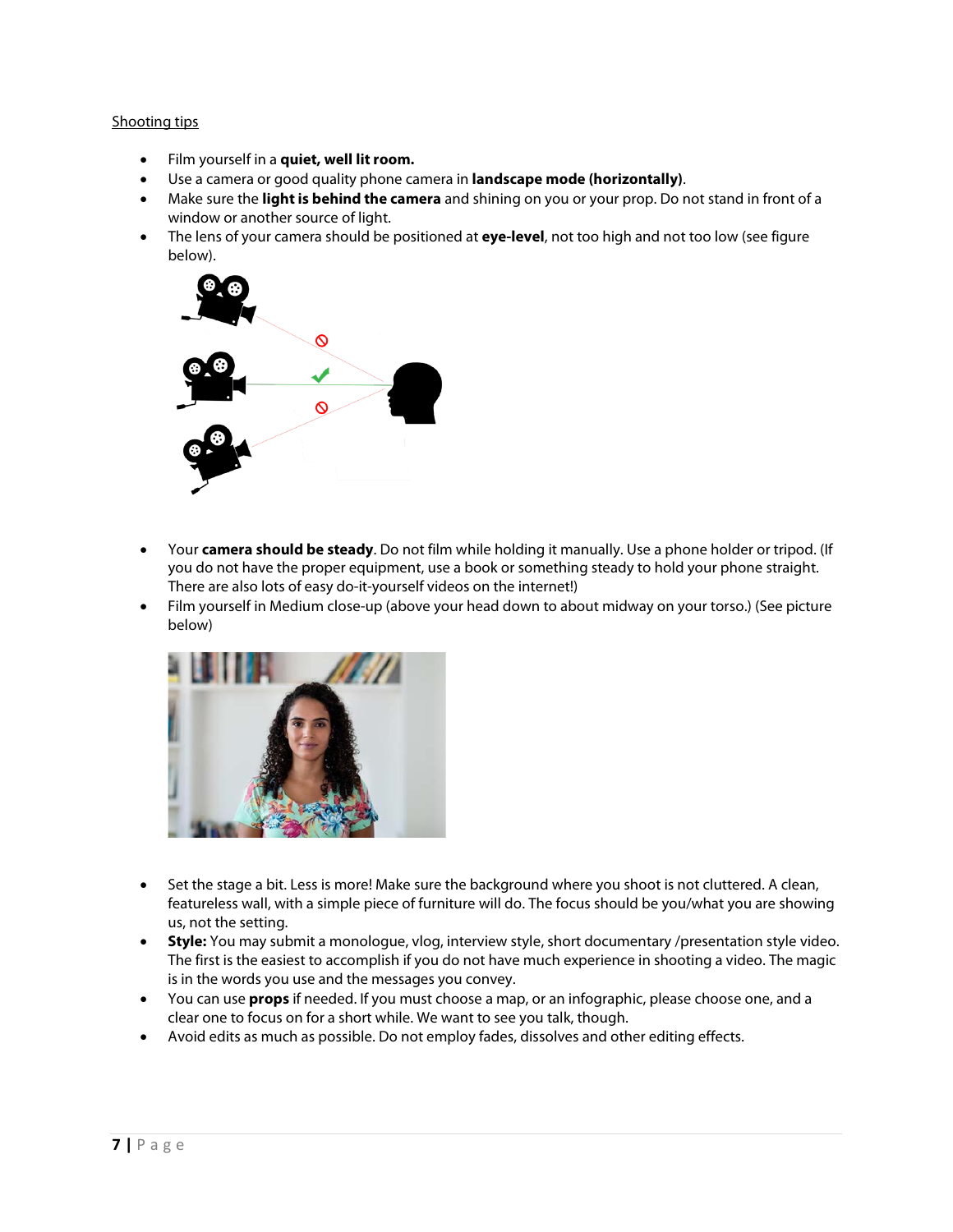Shooting tips

- Film yourself in a **quiet, well lit room.**
- Use a camera or good quality phone camera in **landscape mode (horizontally)**.
- Make sure the **light is behind the camera** and shining on you or your prop. Do not stand in front of a window or another source of light.
- The lens of your camera should be positioned at **eye-level**, not too high and not too low (see figure below).

- Your **camera should be steady**. Do not film while holding it manually. Use a phone holder or tripod. (If you do not have the proper equipment, use a book or something steady to hold your phone straight. There are also lots of easy do-it-yourself videos on the internet!)
- Film yourself in Medium close-up (above your head down to about midway on your torso.) (See picture below)

- Set the stage a bit. Less is more! Make sure the background where you shoot is not cluttered. A clean, featureless wall, with a simple piece of furniture will do. The focus should be you/what you are showing us, not the setting.
- **Style:** You may submit a monologue, vlog, interview style, short documentary /presentation style video. The first is the easiest to accomplish if you do not have much experience in shooting a video. The magic is in the words you use and the messages you convey.
- You can use **props** if needed. If you must choose a map, or an infographic, please choose one, and a clear one to focus on for a short while. We want to see you talk, though.
- Avoid edits as much as possible. Do not employ fades, dissolves and other editing effects.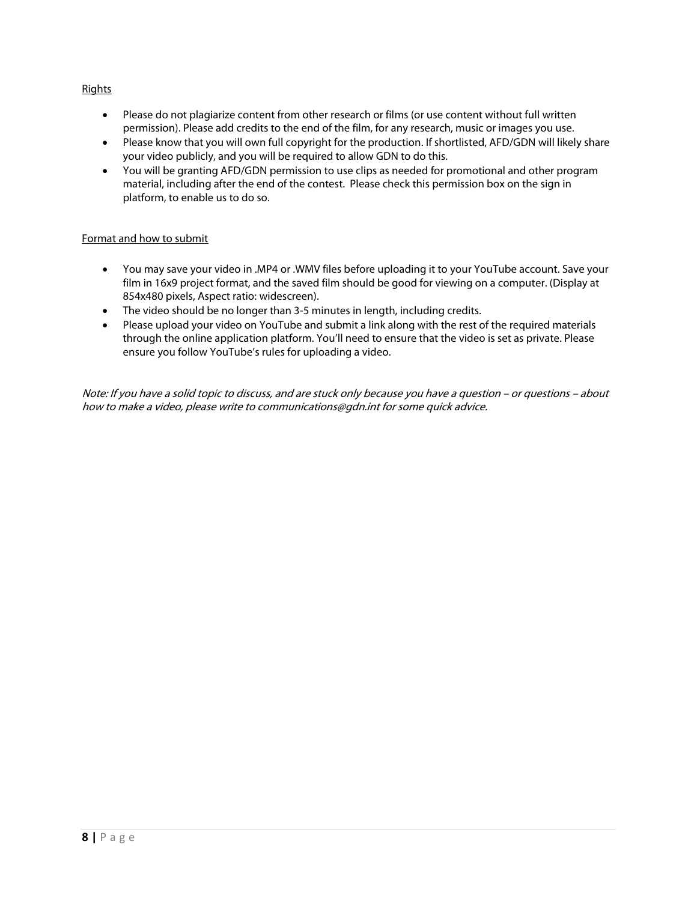Rights

- Please do not plagiarize content from other research or films (or use content without full written permission). Please add credits to the end of the film, for any research, music or images you use.
- Please know that you will own full copyright for the production. If shortlisted, AFD/GDN will likely share your video publicly, and you will be required to allow GDN to do this.
- You will be granting AFD/GDN permission to use clips as needed for promotional and other program material, including after the end of the contest. Please check this permission box on the sign in platform, to enable us to do so.

Format and how to submit

- You may save your video in .MP4 or .WMV files before uploading it to your YouTube account. Save your film in 16x9 project format, and the saved film should be good for viewing on a computer. (Display at 854x480 pixels, Aspect ratio: widescreen).
- The video should be no longer than 3-5 minutes in length, including credits.
- Please upload your video on YouTube and submit a link along with the rest of the required materials through the online application platform. You'll need to ensure that the video is set as private. Please ensure you follow YouTube's rules for uploading a video.

*Note: If you have a solid topic to discuss, and are stuck only because you have a question – or questions – about how to make a video, please write to communications@gdn.int for some quick advice.*